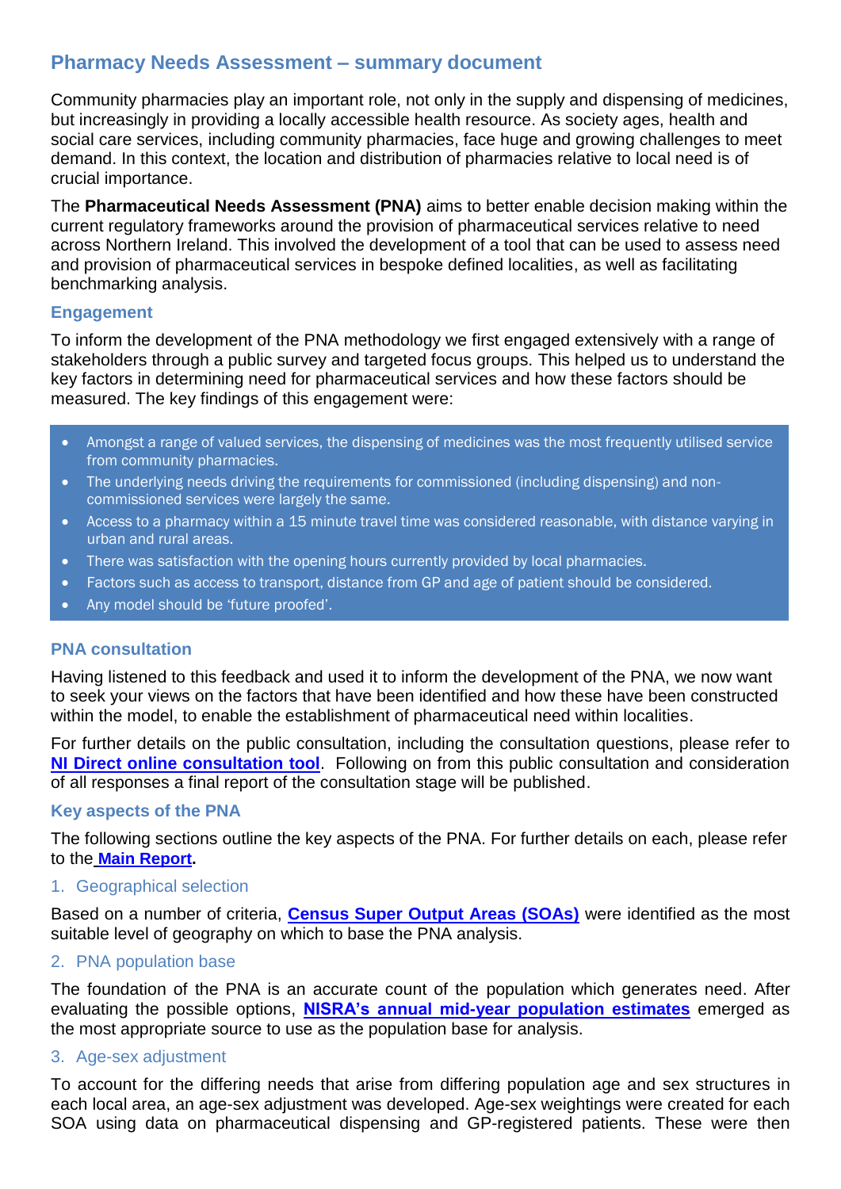# Pharmacy Needs Assessment – summary document

Community pharmacies play an important role, not only in the supply and dispensing of medicines, but increasingly in providing a locally accessible health resource. As society ages, health and social care services, including community pharmacies, face huge and growing challenges to meet demand. In this context, the location and distribution of pharmacies relative to local need is of crucial importance.

The **Pharmaceutical Needs Assessment (PNA)** aims to better enable decision making within the current regulatory frameworks around the provision of pharmaceutical services relative to need across Northern Ireland. This involved the development of a tool that can be used to assess need and provision of pharmaceutical services in bespoke defined localities, as well as facilitating benchmarking analysis.

## Engagement

To inform the development of the PNA methodology we first engaged extensively with a range of stakeholders through a public survey and targeted focus groups. This helped us to understand the key factors in determining need for pharmaceutical services and how these factors should be measured. The key findings of this engagement were:

- Amongst a range of valued services, the dispensing of medicines was the most frequently utilised service from community pharmacies.
- The underlying needs driving the requirements for commissioned (including dispensing) and non-commissioned services were largely the same.
- Access to a pharmacy within a 15 minute travel time was considered reasonable, with distance varying in urban and rural areas.
- There was satisfaction with the opening hours currently provided by local pharmacies.
- Factors such as access to transport, distance from GP and age of patient should be considered.
- Any model should be 'future proofed'.

## PNA consultation

Having listened to this feedback and used it to inform the development of the PNA, we now want to seek your views on the factors that have been identified and how these have been constructed within the model, to enable the establishment of pharmaceutical need within localities.

For further details on the public consultation, including the consultation questions, please refer to **NI Direct online consultation tool**. Following on from this public consultation and consideration of all responses a final report of the consultation stage will be published.

## Key aspects of the PNA

The following sections outline the key aspects of the PNA. For further details on each, please refer to the **Main Report**.

### 1. Geographical selection

Based on a number of criteria, **Census Super Output Areas (SOAs)** were identified as the most suitable level of geography on which to base the PNA analysis.

### 2. PNA population base

The foundation of the PNA is an accurate count of the population which generates need. After evaluating the possible options, **NISRA's annual mid-year population estimates** emerged as the most appropriate source to use as the population base for analysis.

### 3. Age-sex adjustment

To account for the differing needs that arise from differing population age and sex structures in each local area, an age-sex adjustment was developed. Age-sex weightings were created for each SOA using data on pharmaceutical dispensing and GP-registered patients. These were then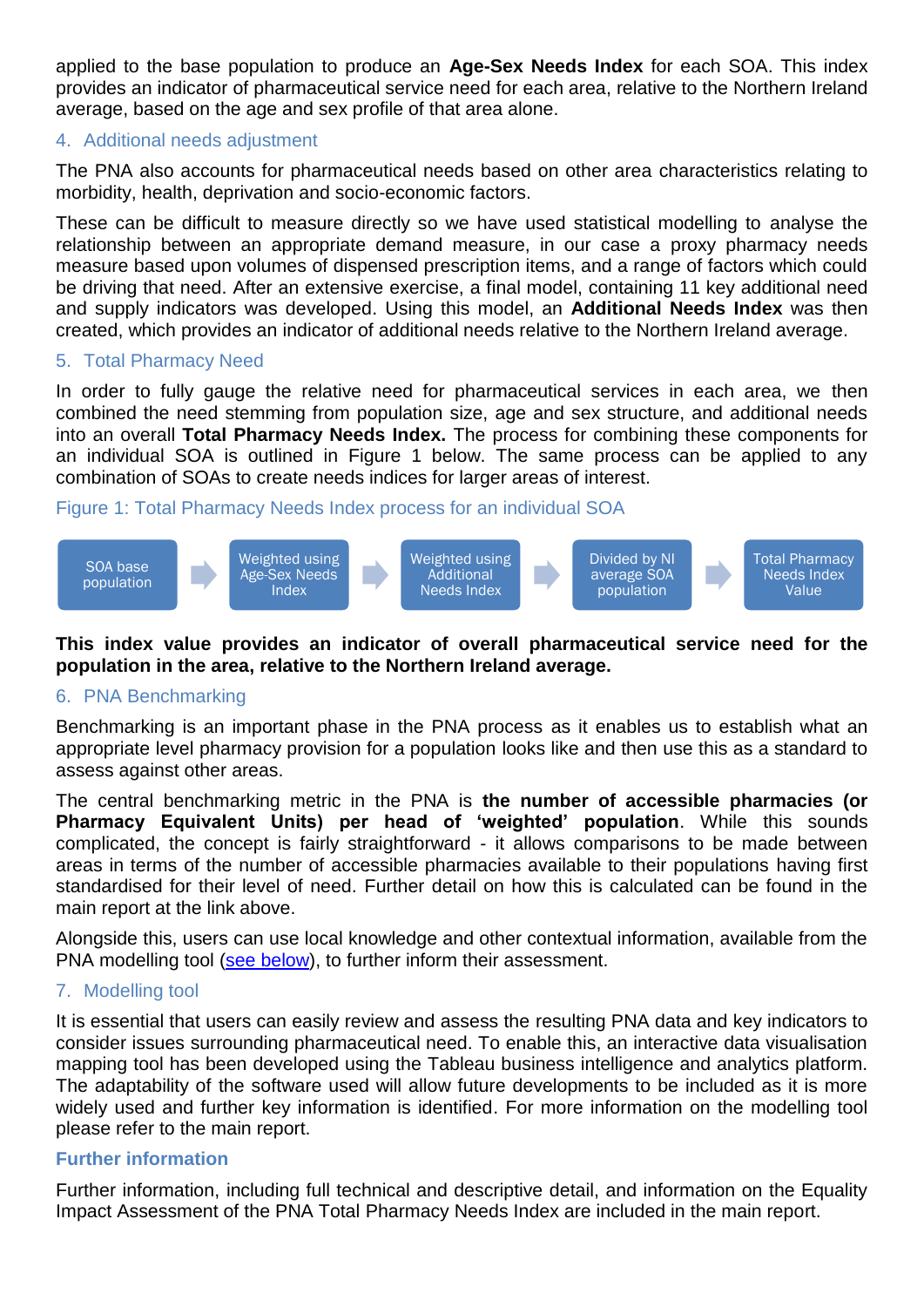applied to the base population to produce an **Age-Sex Needs Index** for each SOA. This index provides an indicator of pharmaceutical service need for each area, relative to the Northern Ireland average, based on the age and sex profile of that area alone.

### 4. Additional needs adjustment

The PNA also accounts for pharmaceutical needs based on other area characteristics relating to morbidity, health, deprivation and socio-economic factors.

These can be difficult to measure directly so we have used statistical modelling to analyse the relationship between an appropriate demand measure, in our case a proxy pharmacy needs measure based upon volumes of dispensed prescription items, and a range of factors which could be driving that need. After an extensive exercise, a final model, containing 11 key additional need and supply indicators was developed. Using this model, an **Additional Needs Index** was then created, which provides an indicator of additional needs relative to the Northern Ireland average.

### 5. Total Pharmacy Need

In order to fully gauge the relative need for pharmaceutical services in each area, we then combined the need stemming from population size, age and sex structure, and additional needs into an overall **Total Pharmacy Needs Index.** The process for combining these components for an individual SOA is outlined in Figure 1 below. The same process can be applied to any combination of SOAs to create needs indices for larger areas of interest.

Figure 1: Total Pharmacy Needs Index process for an individual SOA

SOA base population → Weighted using Age-Sex Needs Index → Weighted using Additional Needs Index → Divided by NI average SOA population → Total Pharmacy Needs Index Value

**This index value provides an indicator of overall pharmaceutical service need for the population in the area, relative to the Northern Ireland average.**

### 6. PNA Benchmarking

Benchmarking is an important phase in the PNA process as it enables us to establish what an appropriate level pharmacy provision for a population looks like and then use this as a standard to assess against other areas.

The central benchmarking metric in the PNA is **the number of accessible pharmacies (or Pharmacy Equivalent Units) per head of 'weighted' population**. While this sounds complicated, the concept is fairly straightforward - it allows comparisons to be made between areas in terms of the number of accessible pharmacies available to their populations having first standardised for their level of need. Further detail on how this is calculated can be found in the main report at the link above.

Alongside this, users can use local knowledge and other contextual information, available from the PNA modelling tool (see below), to further inform their assessment.

### 7. Modelling tool

It is essential that users can easily review and assess the resulting PNA data and key indicators to consider issues surrounding pharmaceutical need. To enable this, an interactive data visualisation mapping tool has been developed using the Tableau business intelligence and analytics platform. The adaptability of the software used will allow future developments to be included as it is more widely used and further key information is identified. For more information on the modelling tool please refer to the main report.

### Further information

Further information, including full technical and descriptive detail, and information on the Equality Impact Assessment of the PNA Total Pharmacy Needs Index are included in the main report.